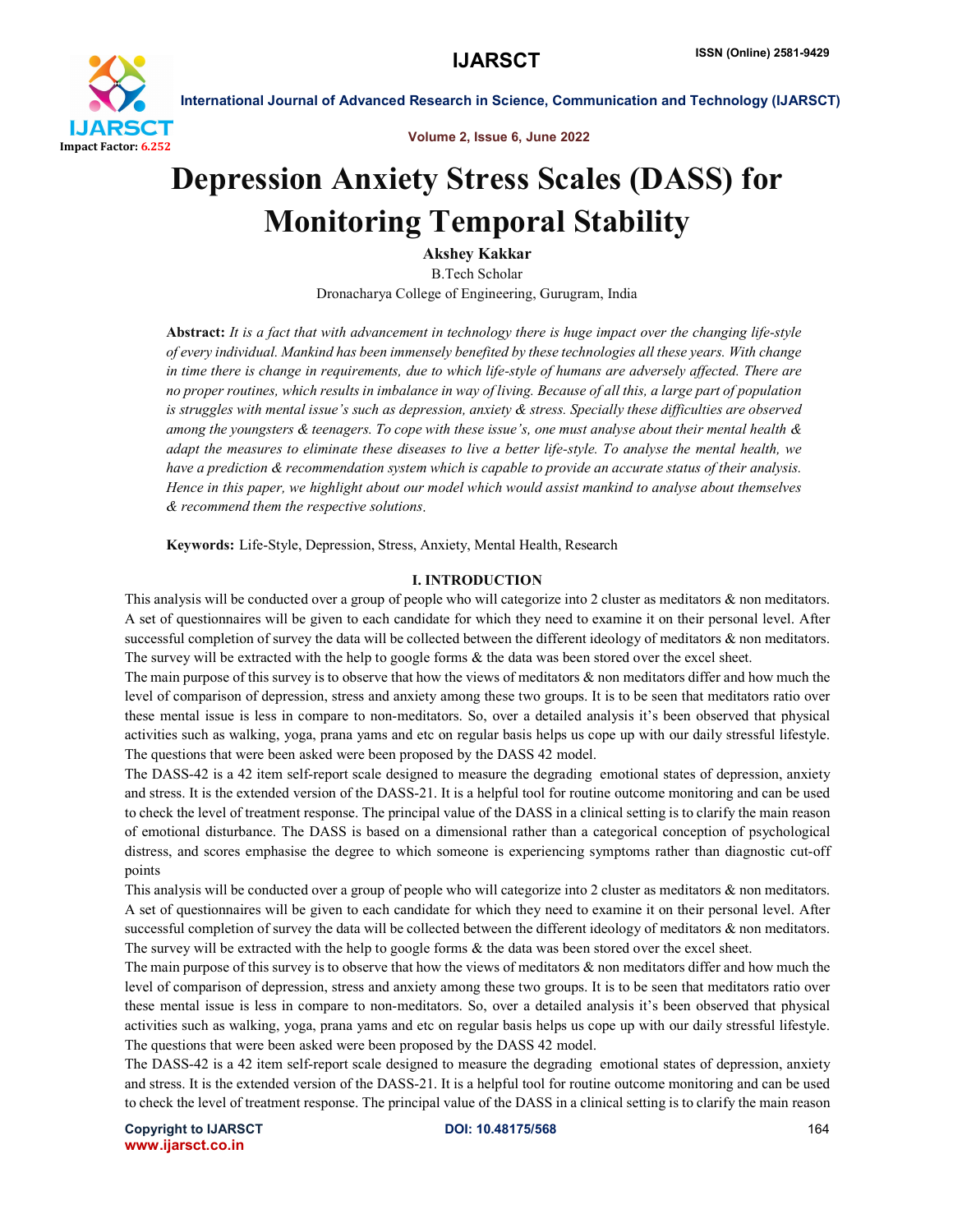# Depression Anxiety Stress Scales (DASS) for Monitoring Temporal Stability

**Akshey Kakkar**

B.Tech Scholar

Dronacharya College of Engineering, Gurugram, India

**Abstract:** *It is a fact that with advancement in technology there is huge impact over the changing life-style of every individual. Mankind has been immensely benefited by these technologies all these years. With change in time there is change in requirements, due to which life-style of humans are adversely affected. There are no proper routines, which results in imbalance in way of living. Because of all this, a large part of population is struggles with mental issue's such as depression, anxiety & stress. Specially these difficulties are observed among the youngsters & teenagers. To cope with these issue's, one must analyse about their mental health & adapt the measures to eliminate these diseases to live a better life-style. To analyse the mental health, we have a prediction & recommendation system which is capable to provide an accurate status of their analysis. Hence in this paper, we highlight about our model which would assist mankind to analyse about themselves & recommend them the respective solutions.*

**Keywords:** Life-Style, Depression, Stress, Anxiety, Mental Health, Research

## I. INTRODUCTION

This analysis will be conducted over a group of people who will categorize into 2 cluster as meditators & non meditators. A set of questionnaires will be given to each candidate for which they need to examine it on their personal level. After successful completion of survey the data will be collected between the different ideology of meditators & non meditators. The survey will be extracted with the help to google forms & the data was been stored over the excel sheet.

The main purpose of this survey is to observe that how the views of meditators & non meditators differ and how much the level of comparison of depression, stress and anxiety among these two groups. It is to be seen that meditators ratio over these mental issue is less in compare to non-meditators. So, over a detailed analysis it's been observed that physical activities such as walking, yoga, prana yams and etc on regular basis helps us cope up with our daily stressful lifestyle. The questions that were been asked were been proposed by the DASS 42 model.

The DASS-42 is a 42 item self-report scale designed to measure the degrading emotional states of depression, anxiety and stress. It is the extended version of the DASS-21. It is a helpful tool for routine outcome monitoring and can be used to check the level of treatment response. The principal value of the DASS in a clinical setting is to clarify the main reason of emotional disturbance. The DASS is based on a dimensional rather than a categorical conception of psychological distress, and scores emphasise the degree to which someone is experiencing symptoms rather than diagnostic cut-off points

This analysis will be conducted over a group of people who will categorize into 2 cluster as meditators & non meditators. A set of questionnaires will be given to each candidate for which they need to examine it on their personal level. After successful completion of survey the data will be collected between the different ideology of meditators & non meditators. The survey will be extracted with the help to google forms & the data was been stored over the excel sheet.

The main purpose of this survey is to observe that how the views of meditators & non meditators differ and how much the level of comparison of depression, stress and anxiety among these two groups. It is to be seen that meditators ratio over these mental issue is less in compare to non-meditators. So, over a detailed analysis it's been observed that physical activities such as walking, yoga, prana yams and etc on regular basis helps us cope up with our daily stressful lifestyle. The questions that were been asked were been proposed by the DASS 42 model.

The DASS-42 is a 42 item self-report scale designed to measure the degrading emotional states of depression, anxiety and stress. It is the extended version of the DASS-21. It is a helpful tool for routine outcome monitoring and can be used to check the level of treatment response. The principal value of the DASS in a clinical setting is to clarify the main reason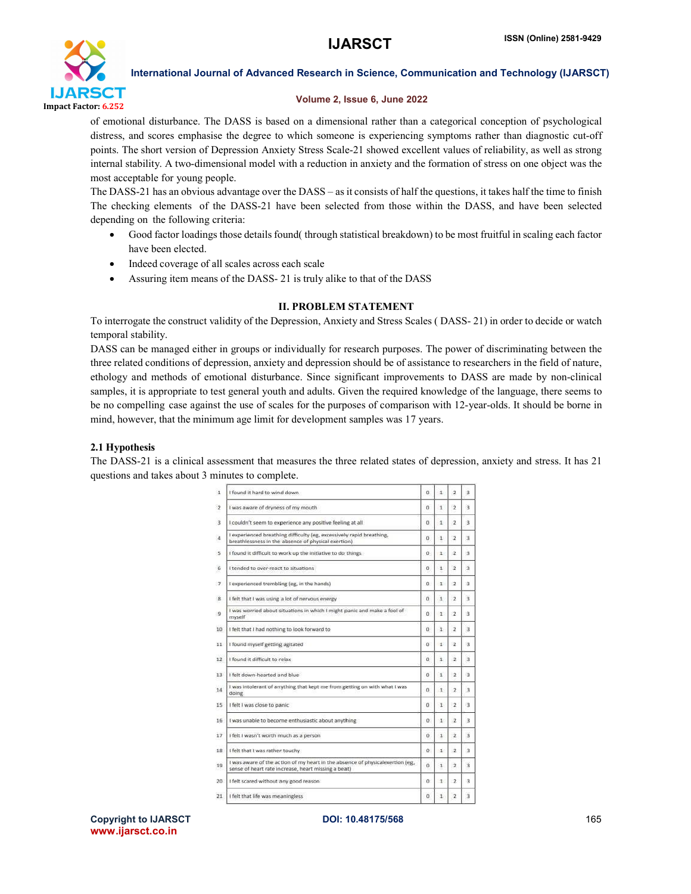of emotional disturbance. The DASS is based on a dimensional rather than a categorical conception of psychological distress, and scores emphasise the degree to which someone is experiencing symptoms rather than diagnostic cut-off points. The short version of Depression Anxiety Stress Scale-21 showed excellent values of reliability, as well as strong internal stability. A two-dimensional model with a reduction in anxiety and the formation of stress on one object was the most acceptable for young people.

The DASS-21 has an obvious advantage over the DASS – as it consists of half the questions, it takes half the time to finish The checking elements of the DASS-21 have been selected from those within the DASS, and have been selected depending on the following criteria:

- Good factor loadings those details found( through statistical breakdown) to be most fruitful in scaling each factor have been elected.
- Indeed coverage of all scales across each scale
- Assuring item means of the DASS- 21 is truly alike to that of the DASS

## II. PROBLEM STATEMENT

To interrogate the construct validity of the Depression, Anxiety and Stress Scales ( DASS- 21) in order to decide or watch temporal stability.

DASS can be managed either in groups or individually for research purposes. The power of discriminating between the three related conditions of depression, anxiety and depression should be of assistance to researchers in the field of nature, ethology and methods of emotional disturbance. Since significant improvements to DASS are made by non-clinical samples, it is appropriate to test general youth and adults. Given the required knowledge of the language, there seems to be no compelling case against the use of scales for the purposes of comparison with 12-year-olds. It should be borne in mind, however, that the minimum age limit for development samples was 17 years.

### 2.1 Hypothesis

The DASS-21 is a clinical assessment that measures the three related states of depression, anxiety and stress. It has 21 questions and takes about 3 minutes to complete.

| | | | | | |
|---|---|---|---|---|---|
| 1 | I found it hard to wind down | 0 | 1 | 2 | 3 |
| 2 | I was aware of dryness of my mouth | 0 | 1 | 2 | 3 |
| 3 | I couldn't seem to experience any positive feeling at all | 0 | 1 | 2 | 3 |
| 4 | I experienced breathing difficulty (eg, excessively rapid breathing, breathlessness in the absence of physical exertion) | 0 | 1 | 2 | 3 |
| 5 | I found it difficult to work up the initiative to do things | 0 | 1 | 2 | 3 |
| 6 | I tended to over-react to situations | 0 | 1 | 2 | 3 |
| 7 | I experienced trembling (eg, in the hands) | 0 | 1 | 2 | 3 |
| 8 | I felt that I was using a lot of nervous energy | 0 | 1 | 2 | 3 |
| 9 | I was worried about situations in which I might panic and make a fool of myself | 0 | 1 | 2 | 3 |
| 10 | I felt that I had nothing to look forward to | 0 | 1 | 2 | 3 |
| 11 | I found myself getting agitated | 0 | 1 | 2 | 3 |
| 12 | I found it difficult to relax | 0 | 1 | 2 | 3 |
| 13 | I felt down-hearted and blue | 0 | 1 | 2 | 3 |
| 14 | I was intolerant of anything that kept me from getting on with what I was doing | 0 | 1 | 2 | 3 |
| 15 | I felt I was close to panic | 0 | 1 | 2 | 3 |
| 16 | I was unable to become enthusiastic about anything | 0 | 1 | 2 | 3 |
| 17 | I felt I wasn't worth much as a person | 0 | 1 | 2 | 3 |
| 18 | I felt that I was rather touchy | 0 | 1 | 2 | 3 |
| 19 | I was aware of the action of my heart in the absence of physicalexertion (eg, sense of heart rate increase, heart missing a beat) | 0 | 1 | 2 | 3 |
| 20 | I felt scared without any good reason | 0 | 1 | 2 | 3 |
| 21 | I felt that life was meaningless | 0 | 1 | 2 | 3 |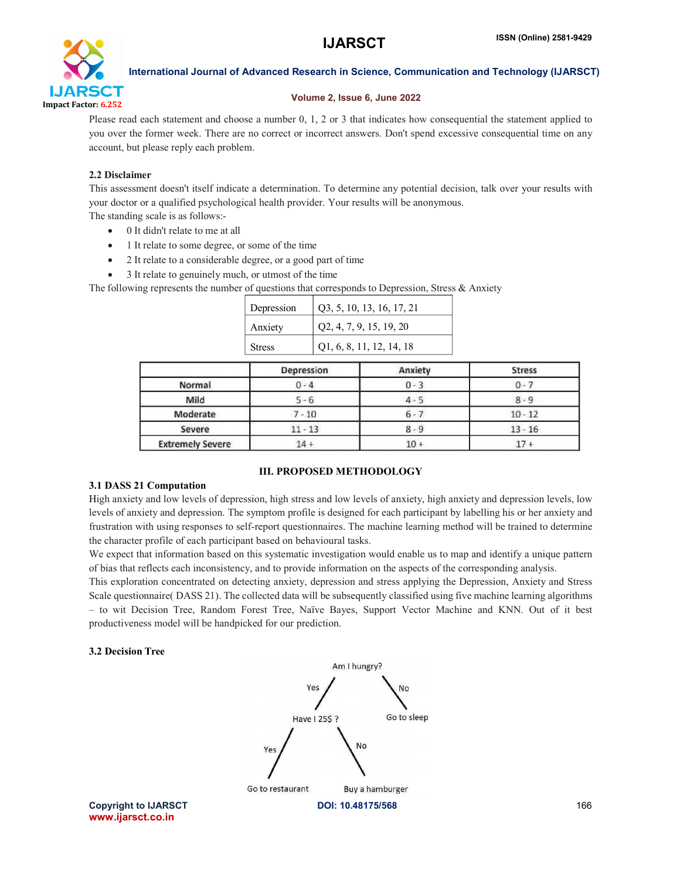Please read each statement and choose a number 0, 1, 2 or 3 that indicates how consequential the statement applied to you over the former week. There are no correct or incorrect answers. Don't spend excessive consequential time on any account, but please reply each problem.

### 2.2 Disclaimer

This assessment doesn't itself indicate a determination. To determine any potential decision, talk over your results with your doctor or a qualified psychological health provider. Your results will be anonymous.

The standing scale is as follows:-

- 0 It didn't relate to me at all
- 1 It relate to some degree, or some of the time
- 2 It relate to a considerable degree, or a good part of time
- 3 It relate to genuinely much, or utmost of the time

The following represents the number of questions that corresponds to Depression, Stress & Anxiety

| Depression | Q3, 5, 10, 13, 16, 17, 21 |
|---|---|
| Anxiety | Q2, 4, 7, 9, 15, 19, 20 |
| Stress | Q1, 6, 8, 11, 12, 14, 18 |

| | Depression | Anxiety | Stress |
|---|---|---|---|
| Normal | 0 - 4 | 0 - 3 | 0 - 7 |
| Mild | 5 - 6 | 4 - 5 | 8 - 9 |
| Moderate | 7 - 10 | 6 - 7 | 10 - 12 |
| Severe | 11 - 13 | 8 - 9 | 13 - 16 |
| Extremely Severe | 14 + | 10 + | 17 + |

## III. PROPOSED METHODOLOGY

### 3.1 DASS 21 Computation

High anxiety and low levels of depression, high stress and low levels of anxiety, high anxiety and depression levels, low levels of anxiety and depression. The symptom profile is designed for each participant by labelling his or her anxiety and frustration with using responses to self-report questionnaires. The machine learning method will be trained to determine the character profile of each participant based on behavioural tasks.

We expect that information based on this systematic investigation would enable us to map and identify a unique pattern of bias that reflects each inconsistency, and to provide information on the aspects of the corresponding analysis.

This exploration concentrated on detecting anxiety, depression and stress applying the Depression, Anxiety and Stress Scale questionnaire( DASS 21). The collected data will be subsequently classified using five machine learning algorithms – to wit Decision Tree, Random Forest Tree, Naïve Bayes, Support Vector Machine and KNN. Out of it best productiveness model will be handpicked for our prediction.

### 3.2 Decision Tree

Am I hungry?
Yes → Have I 25$ ?
No → Go to sleep
Have I 25$ ? Yes → Go to restaurant
Have I 25$ ? No → Buy a hamburger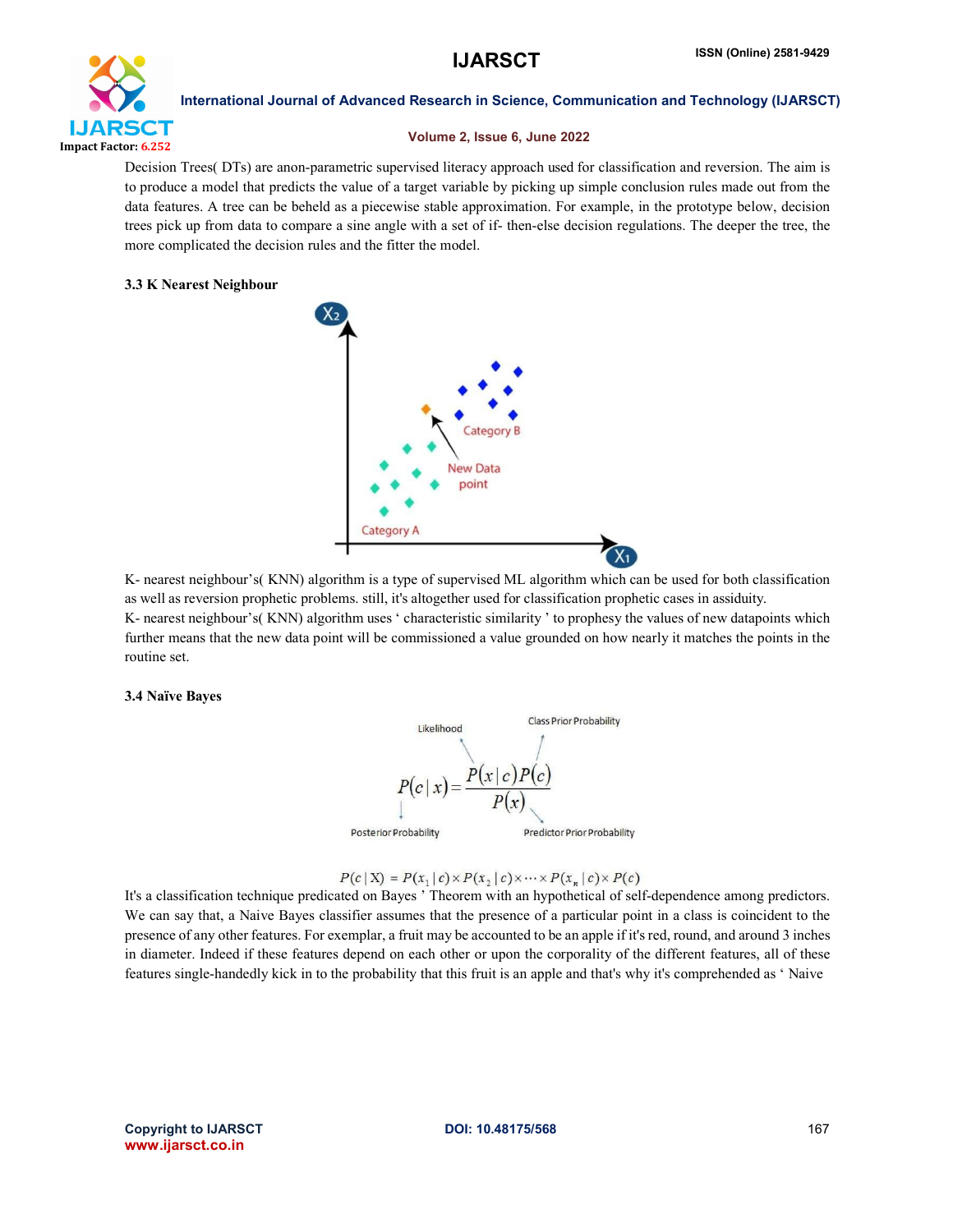Decision Trees( DTs) are anon-parametric supervised literacy approach used for classification and reversion. The aim is to produce a model that predicts the value of a target variable by picking up simple conclusion rules made out from the data features. A tree can be beheld as a piecewise stable approximation. For example, in the prototype below, decision trees pick up from data to compare a sine angle with a set of if- then-else decision regulations. The deeper the tree, the more complicated the decision rules and the fitter the model.

### 3.3 K Nearest Neighbour

K- nearest neighbour's( KNN) algorithm is a type of supervised ML algorithm which can be used for both classification as well as reversion prophetic problems. still, it's altogether used for classification prophetic cases in assiduity.

K- nearest neighbour's( KNN) algorithm uses ' characteristic similarity ' to prophesy the values of new datapoints which further means that the new data point will be commissioned a value grounded on how nearly it matches the points in the routine set.

### 3.4 Naïve Bayes

$$P(c \mid x) = \frac{P(x \mid c)P(c)}{P(x)}$$

Likelihood: $P(x \mid c)$; Class Prior Probability: $P(c)$; Posterior Probability: $P(c \mid x)$; Predictor Prior Probability: $P(x)$

$$P(c \mid X) = P(x_1 \mid c) \times P(x_2 \mid c) \times \cdots \times P(x_n \mid c) \times P(c)$$

It's a classification technique predicated on Bayes ' Theorem with an hypothetical of self-dependence among predictors. We can say that, a Naive Bayes classifier assumes that the presence of a particular point in a class is coincident to the presence of any other features. For exemplar, a fruit may be accounted to be an apple if it's red, round, and around 3 inches in diameter. Indeed if these features depend on each other or upon the corporality of the different features, all of these features single-handedly kick in to the probability that this fruit is an apple and that's why it's comprehended as ' Naive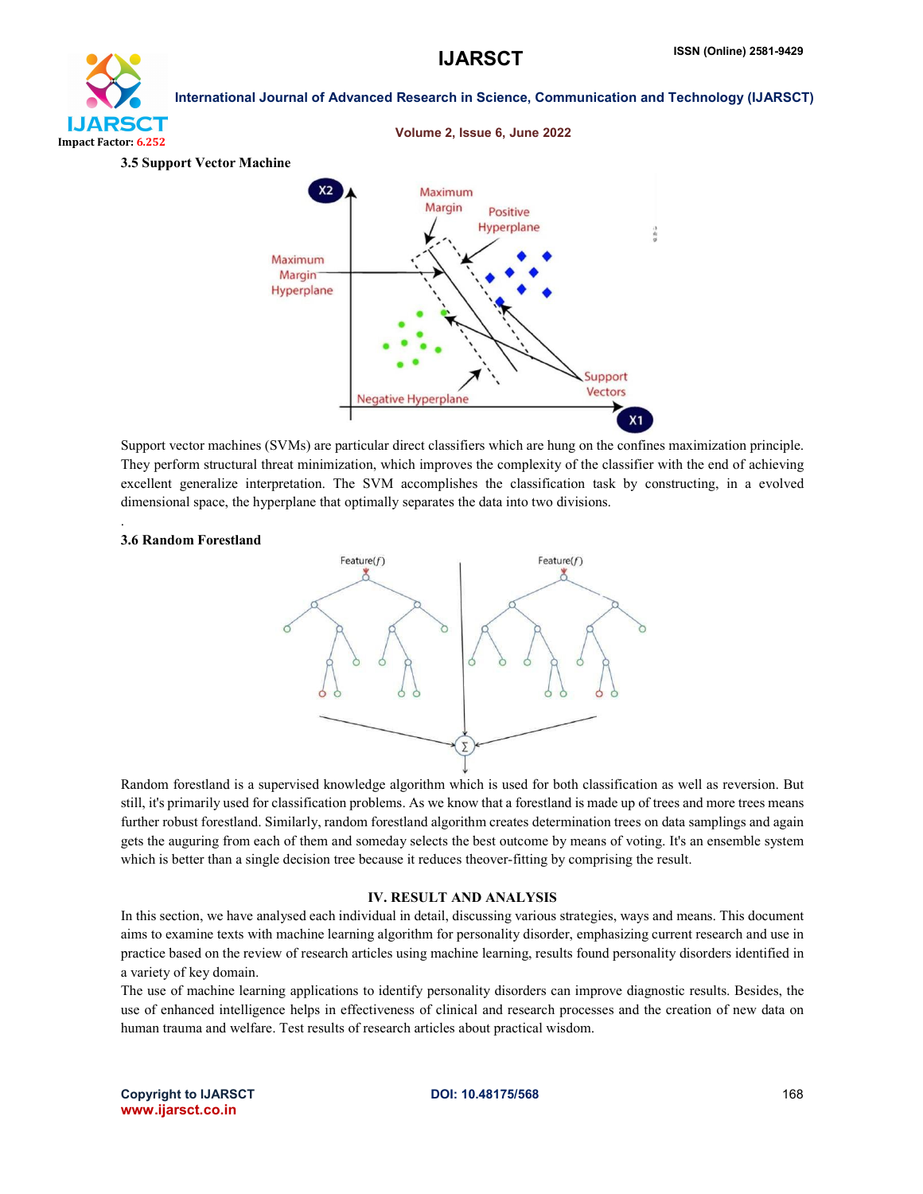**3.5 Support Vector Machine**

Support vector machines (SVMs) are particular direct classifiers which are hung on the confines maximization principle. They perform structural threat minimization, which improves the complexity of the classifier with the end of achieving excellent generalize interpretation. The SVM accomplishes the classification task by constructing, in a evolved dimensional space, the hyperplane that optimally separates the data into two divisions.

.

**3.6 Random Forestland**

Random forestland is a supervised knowledge algorithm which is used for both classification as well as reversion. But still, it's primarily used for classification problems. As we know that a forestland is made up of trees and more trees means further robust forestland. Similarly, random forestland algorithm creates determination trees on data samplings and again gets the auguring from each of them and someday selects the best outcome by means of voting. It's an ensemble system which is better than a single decision tree because it reduces theover-fitting by comprising the result.

## IV. RESULT AND ANALYSIS

In this section, we have analysed each individual in detail, discussing various strategies, ways and means. This document aims to examine texts with machine learning algorithm for personality disorder, emphasizing current research and use in practice based on the review of research articles using machine learning, results found personality disorders identified in a variety of key domain.

The use of machine learning applications to identify personality disorders can improve diagnostic results. Besides, the use of enhanced intelligence helps in effectiveness of clinical and research processes and the creation of new data on human trauma and welfare. Test results of research articles about practical wisdom.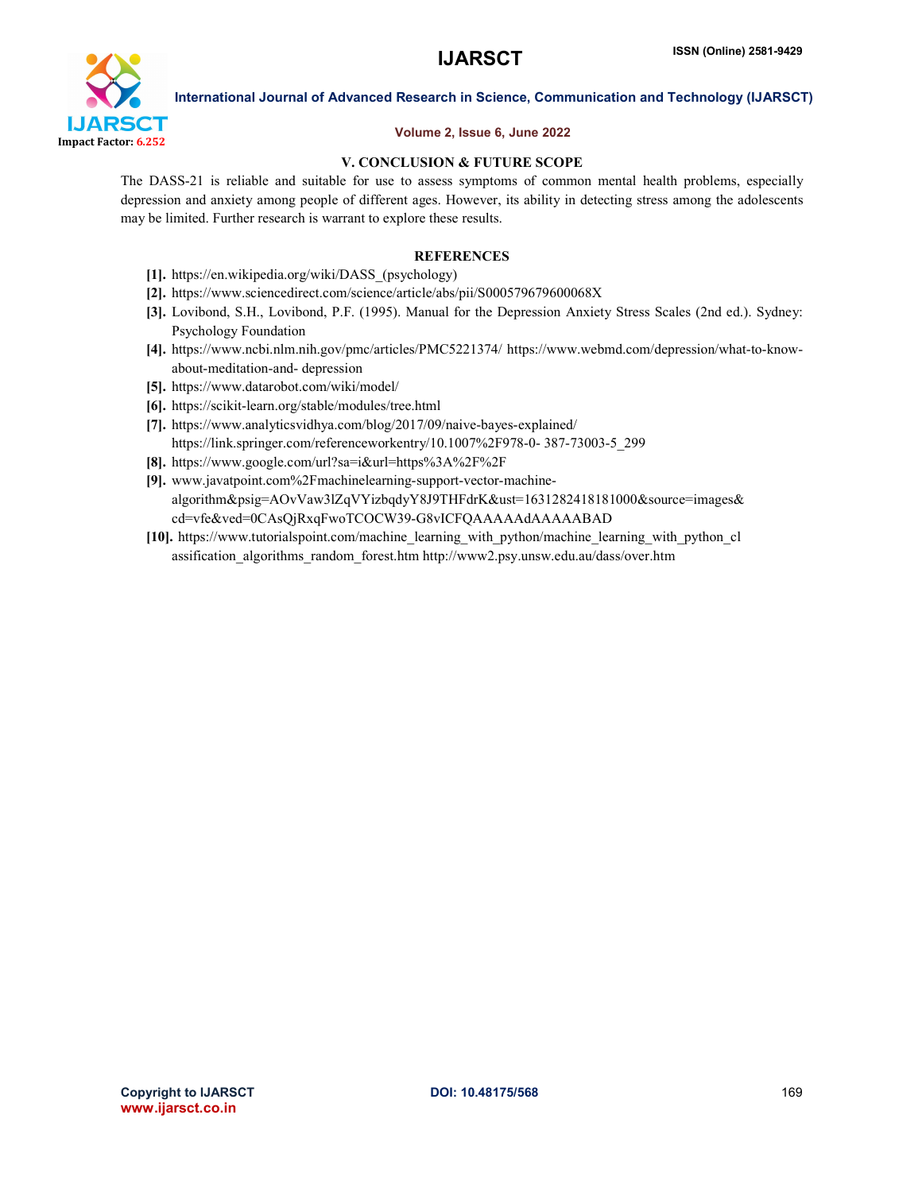## V. CONCLUSION & FUTURE SCOPE

The DASS-21 is reliable and suitable for use to assess symptoms of common mental health problems, especially depression and anxiety among people of different ages. However, its ability in detecting stress among the adolescents may be limited. Further research is warrant to explore these results.

## REFERENCES

**[1].** https://en.wikipedia.org/wiki/DASS_(psychology)

**[2].** https://www.sciencedirect.com/science/article/abs/pii/S000579679600068X

**[3].** Lovibond, S.H., Lovibond, P.F. (1995). Manual for the Depression Anxiety Stress Scales (2nd ed.). Sydney: Psychology Foundation

**[4].** https://www.ncbi.nlm.nih.gov/pmc/articles/PMC5221374/ https://www.webmd.com/depression/what-to-know-about-meditation-and- depression

**[5].** https://www.datarobot.com/wiki/model/

**[6].** https://scikit-learn.org/stable/modules/tree.html

**[7].** https://www.analyticsvidhya.com/blog/2017/09/naive-bayes-explained/ https://link.springer.com/referenceworkentry/10.1007%2F978-0- 387-73003-5_299

**[8].** https://www.google.com/url?sa=i&url=https%3A%2F%2F

**[9].** www.javatpoint.com%2Fmachinelearning-support-vector-machine-algorithm&psig=AOvVaw3lZqVYizbqdyY8J9THFdrK&ust=1631282418181000&source=images&cd=vfe&ved=0CAsQjRxqFwoTCOCW39-G8vICFQAAAAAdAAAAABAD

**[10].** https://www.tutorialspoint.com/machine_learning_with_python/machine_learning_with_python_classification_algorithms_random_forest.htm http://www2.psy.unsw.edu.au/dass/over.htm